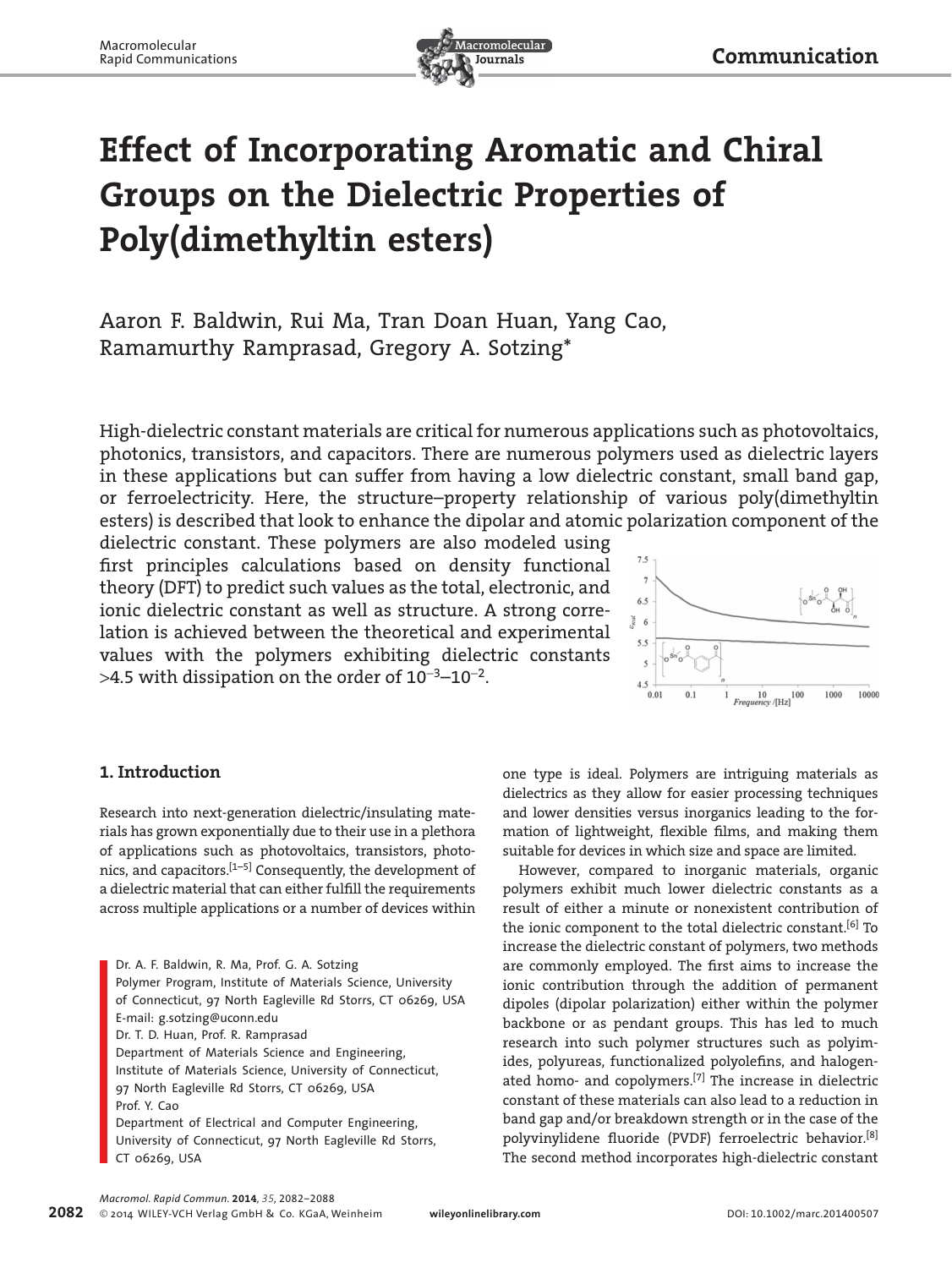# Effect of Incorporating Aromatic and Chiral Groups on the Dielectric Properties of Poly(dimethyltin esters)

Aaron F. Baldwin, Rui Ma, Tran Doan Huan, Yang Cao, Ramamurthy Ramprasad, Gregory A. Sotzing*

High-dielectric constant materials are critical for numerous applications such as photovoltaics, photonics, transistors, and capacitors. There are numerous polymers used as dielectric layers in these applications but can suffer from having a low dielectric constant, small band gap, or ferroelectricity. Here, the structure–property relationship of various poly(dimethyltin esters) is described that look to enhance the dipolar and atomic polarization component of the dielectric constant. These polymers are also modeled using first principles calculations based on density functional theory (DFT) to predict such values as the total, electronic, and ionic dielectric constant as well as structure. A strong correlation is achieved between the theoretical and experimental values with the polymers exhibiting dielectric constants >4.5 with dissipation on the order of $10^{-3}$–$10^{-2}$.

## 1. Introduction

Research into next-generation dielectric/insulating materials has grown exponentially due to their use in a plethora of applications such as photovoltaics, transistors, photonics, and capacitors.[1–5] Consequently, the development of a dielectric material that can either fulfill the requirements across multiple applications or a number of devices within one type is ideal. Polymers are intriguing materials as dielectrics as they allow for easier processing techniques and lower densities versus inorganics leading to the formation of lightweight, flexible films, and making them suitable for devices in which size and space are limited.

However, compared to inorganic materials, organic polymers exhibit much lower dielectric constants as a result of either a minute or nonexistent contribution of the ionic component to the total dielectric constant.[6] To increase the dielectric constant of polymers, two methods are commonly employed. The first aims to increase the ionic contribution through the addition of permanent dipoles (dipolar polarization) either within the polymer backbone or as pendant groups. This has led to much research into such polymer structures such as polyimides, polyureas, functionalized polyolefins, and halogenated homo- and copolymers.[7] The increase in dielectric constant of these materials can also lead to a reduction in band gap and/or breakdown strength or in the case of the polyvinylidene fluoride (PVDF) ferroelectric behavior.[8] The second method incorporates high-dielectric constant

Dr. A. F. Baldwin, R. Ma, Prof. G. A. Sotzing
Polymer Program, Institute of Materials Science, University of Connecticut, 97 North Eagleville Rd Storrs, CT 06269, USA
E-mail: g.sotzing@uconn.edu
Dr. T. D. Huan, Prof. R. Ramprasad
Department of Materials Science and Engineering, Institute of Materials Science, University of Connecticut, 97 North Eagleville Rd Storrs, CT 06269, USA
Prof. Y. Cao
Department of Electrical and Computer Engineering, University of Connecticut, 97 North Eagleville Rd Storrs, CT 06269, USA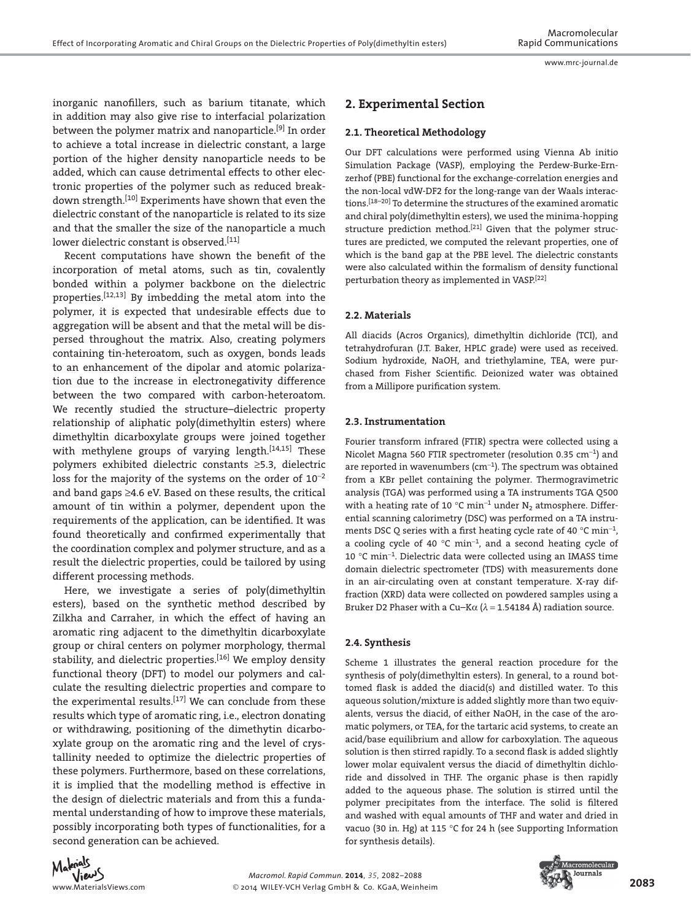inorganic nanofillers, such as barium titanate, which in addition may also give rise to interfacial polarization between the polymer matrix and nanoparticle.[9] In order to achieve a total increase in dielectric constant, a large portion of the higher density nanoparticle needs to be added, which can cause detrimental effects to other electronic properties of the polymer such as reduced breakdown strength.[10] Experiments have shown that even the dielectric constant of the nanoparticle is related to its size and that the smaller the size of the nanoparticle a much lower dielectric constant is observed.[11]

Recent computations have shown the benefit of the incorporation of metal atoms, such as tin, covalently bonded within a polymer backbone on the dielectric properties.[12,13] By imbedding the metal atom into the polymer, it is expected that undesirable effects due to aggregation will be absent and that the metal will be dispersed throughout the matrix. Also, creating polymers containing tin-heteroatom, such as oxygen, bonds leads to an enhancement of the dipolar and atomic polarization due to the increase in electronegativity difference between the two compared with carbon-heteroatom. We recently studied the structure–dielectric property relationship of aliphatic poly(dimethyltin esters) where dimethyltin dicarboxylate groups were joined together with methylene groups of varying length.[14,15] These polymers exhibited dielectric constants ≥5.3, dielectric loss for the majority of the systems on the order of $10^{-2}$ and band gaps ≥4.6 eV. Based on these results, the critical amount of tin within a polymer, dependent upon the requirements of the application, can be identified. It was found theoretically and confirmed experimentally that the coordination complex and polymer structure, and as a result the dielectric properties, could be tailored by using different processing methods.

Here, we investigate a series of poly(dimethyltin esters), based on the synthetic method described by Zilkha and Carraher, in which the effect of having an aromatic ring adjacent to the dimethyltin dicarboxylate group or chiral centers on polymer morphology, thermal stability, and dielectric properties.[16] We employ density functional theory (DFT) to model our polymers and calculate the resulting dielectric properties and compare to the experimental results.[17] We can conclude from these results which type of aromatic ring, i.e., electron donating or withdrawing, positioning of the dimethytin dicarboxylate group on the aromatic ring and the level of crystallinity needed to optimize the dielectric properties of these polymers. Furthermore, based on these correlations, it is implied that the modelling method is effective in the design of dielectric materials and from this a fundamental understanding of how to improve these materials, possibly incorporating both types of functionalities, for a second generation can be achieved.

## 2. Experimental Section

### 2.1. Theoretical Methodology

Our DFT calculations were performed using Vienna Ab initio Simulation Package (VASP), employing the Perdew-Burke-Ernzerhof (PBE) functional for the exchange-correlation energies and the non-local vdW-DF2 for the long-range van der Waals interactions.[18–20] To determine the structures of the examined aromatic and chiral poly(dimethyltin esters), we used the minima-hopping structure prediction method.[21] Given that the polymer structures are predicted, we computed the relevant properties, one of which is the band gap at the PBE level. The dielectric constants were also calculated within the formalism of density functional perturbation theory as implemented in VASP.[22]

### 2.2. Materials

All diacids (Acros Organics), dimethyltin dichloride (TCI), and tetrahydrofuran (J.T. Baker, HPLC grade) were used as received. Sodium hydroxide, NaOH, and triethylamine, TEA, were purchased from Fisher Scientific. Deionized water was obtained from a Millipore purification system.

### 2.3. Instrumentation

Fourier transform infrared (FTIR) spectra were collected using a Nicolet Magna 560 FTIR spectrometer (resolution 0.35 $cm^{-1}$) and are reported in wavenumbers ($cm^{-1}$). The spectrum was obtained from a KBr pellet containing the polymer. Thermogravimetric analysis (TGA) was performed using a TA instruments TGA Q500 with a heating rate of 10 °C $min^{-1}$ under $N_2$ atmosphere. Differential scanning calorimetry (DSC) was performed on a TA instruments DSC Q series with a first heating cycle rate of 40 °C $min^{-1}$, a cooling cycle of 40 °C $min^{-1}$, and a second heating cycle of 10 °C $min^{-1}$. Dielectric data were collected using an IMASS time domain dielectric spectrometer (TDS) with measurements done in an air-circulating oven at constant temperature. X-ray diffraction (XRD) data were collected on powdered samples using a Bruker D2 Phaser with a Cu–Kα ($\lambda$ = 1.54184 Å) radiation source.

### 2.4. Synthesis

Scheme 1 illustrates the general reaction procedure for the synthesis of poly(dimethyltin esters). In general, to a round bottomed flask is added the diacid(s) and distilled water. To this aqueous solution/mixture is added slightly more than two equivalents, versus the diacid, of either NaOH, in the case of the aromatic polymers, or TEA, for the tartaric acid systems, to create an acid/base equilibrium and allow for carboxylation. The aqueous solution is then stirred rapidly. To a second flask is added slightly lower molar equivalent versus the diacid of dimethyltin dichloride and dissolved in THF. The organic phase is then rapidly added to the aqueous phase. The solution is stirred until the polymer precipitates from the interface. The solid is filtered and washed with equal amounts of THF and water and dried in vacuo (30 in. Hg) at 115 °C for 24 h (see Supporting Information for synthesis details).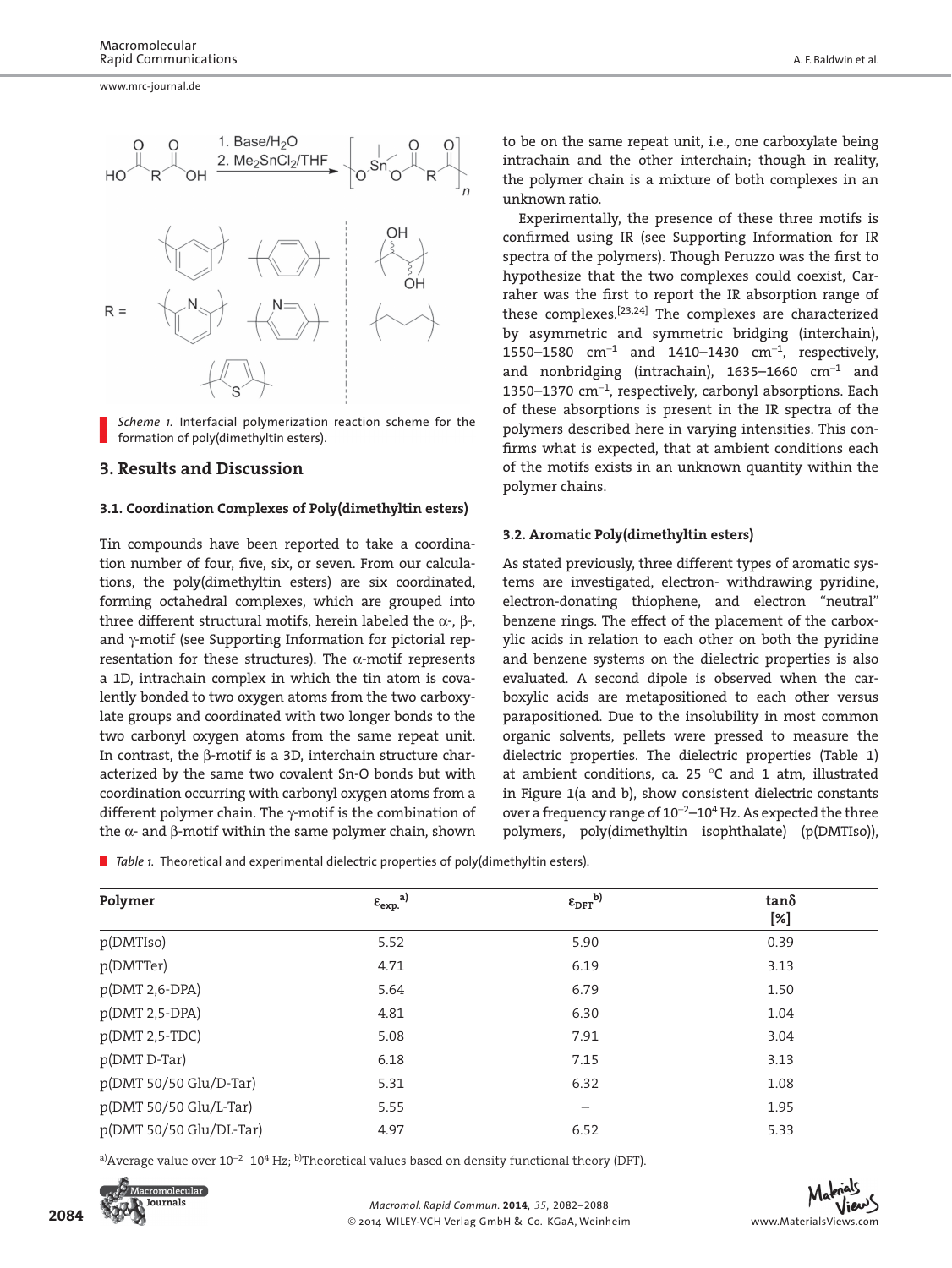Scheme 1. Interfacial polymerization reaction scheme for the formation of poly(dimethyltin esters).

## 3. Results and Discussion

### 3.1. Coordination Complexes of Poly(dimethyltin esters)

Tin compounds have been reported to take a coordination number of four, five, six, or seven. From our calculations, the poly(dimethyltin esters) are six coordinated, forming octahedral complexes, which are grouped into three different structural motifs, herein labeled the α-, β-, and γ-motif (see Supporting Information for pictorial representation for these structures). The α-motif represents a 1D, intrachain complex in which the tin atom is covalently bonded to two oxygen atoms from the two carboxylate groups and coordinated with two longer bonds to the two carbonyl oxygen atoms from the same repeat unit. In contrast, the β-motif is a 3D, interchain structure characterized by the same two covalent Sn-O bonds but with coordination occurring with carbonyl oxygen atoms from a different polymer chain. The γ-motif is the combination of the α- and β-motif within the same polymer chain, shown to be on the same repeat unit, i.e., one carboxylate being intrachain and the other interchain; though in reality, the polymer chain is a mixture of both complexes in an unknown ratio.

Experimentally, the presence of these three motifs is confirmed using IR (see Supporting Information for IR spectra of the polymers). Though Peruzzo was the first to hypothesize that the two complexes could coexist, Carraher was the first to report the IR absorption range of these complexes.[23,24] The complexes are characterized by asymmetric and symmetric bridging (interchain), 1550–1580 $cm^{-1}$ and 1410–1430 $cm^{-1}$, respectively, and nonbridging (intrachain), 1635–1660 $cm^{-1}$ and 1350–1370 $cm^{-1}$, respectively, carbonyl absorptions. Each of these absorptions is present in the IR spectra of the polymers described here in varying intensities. This confirms what is expected, that at ambient conditions each of the motifs exists in an unknown quantity within the polymer chains.

### 3.2. Aromatic Poly(dimethyltin esters)

As stated previously, three different types of aromatic systems are investigated, electron- withdrawing pyridine, electron-donating thiophene, and electron "neutral" benzene rings. The effect of the placement of the carboxylic acids in relation to each other on both the pyridine and benzene systems on the dielectric properties is also evaluated. A second dipole is observed when the carboxylic acids are metapositioned to each other versus parapositioned. Due to the insolubility in most common organic solvents, pellets were pressed to measure the dielectric properties. The dielectric properties (Table 1) at ambient conditions, ca. 25 °C and 1 atm, illustrated in Figure 1(a and b), show consistent dielectric constants over a frequency range of $10^{-2}$–$10^{4}$ Hz. As expected the three polymers, poly(dimethyltin isophthalate) (p(DMTIso)),

Table 1. Theoretical and experimental dielectric properties of poly(dimethyltin esters).

| Polymer | $\varepsilon_{exp.}$ [a] | $\varepsilon_{DFT}$ [b] | tanδ [%] |
|---|---|---|---|
| p(DMTIso) | 5.52 | 5.90 | 0.39 |
| p(DMTTer) | 4.71 | 6.19 | 3.13 |
| p(DMT 2,6-DPA) | 5.64 | 6.79 | 1.50 |
| p(DMT 2,5-DPA) | 4.81 | 6.30 | 1.04 |
| p(DMT 2,5-TDC) | 5.08 | 7.91 | 3.04 |
| p(DMT D-Tar) | 6.18 | 7.15 | 3.13 |
| p(DMT 50/50 Glu/D-Tar) | 5.31 | 6.32 | 1.08 |
| p(DMT 50/50 Glu/L-Tar) | 5.55 | – | 1.95 |
| p(DMT 50/50 Glu/DL-Tar) | 4.97 | 6.52 | 5.33 |

[a] Average value over $10^{-2}$–$10^{4}$ Hz; [b] Theoretical values based on density functional theory (DFT).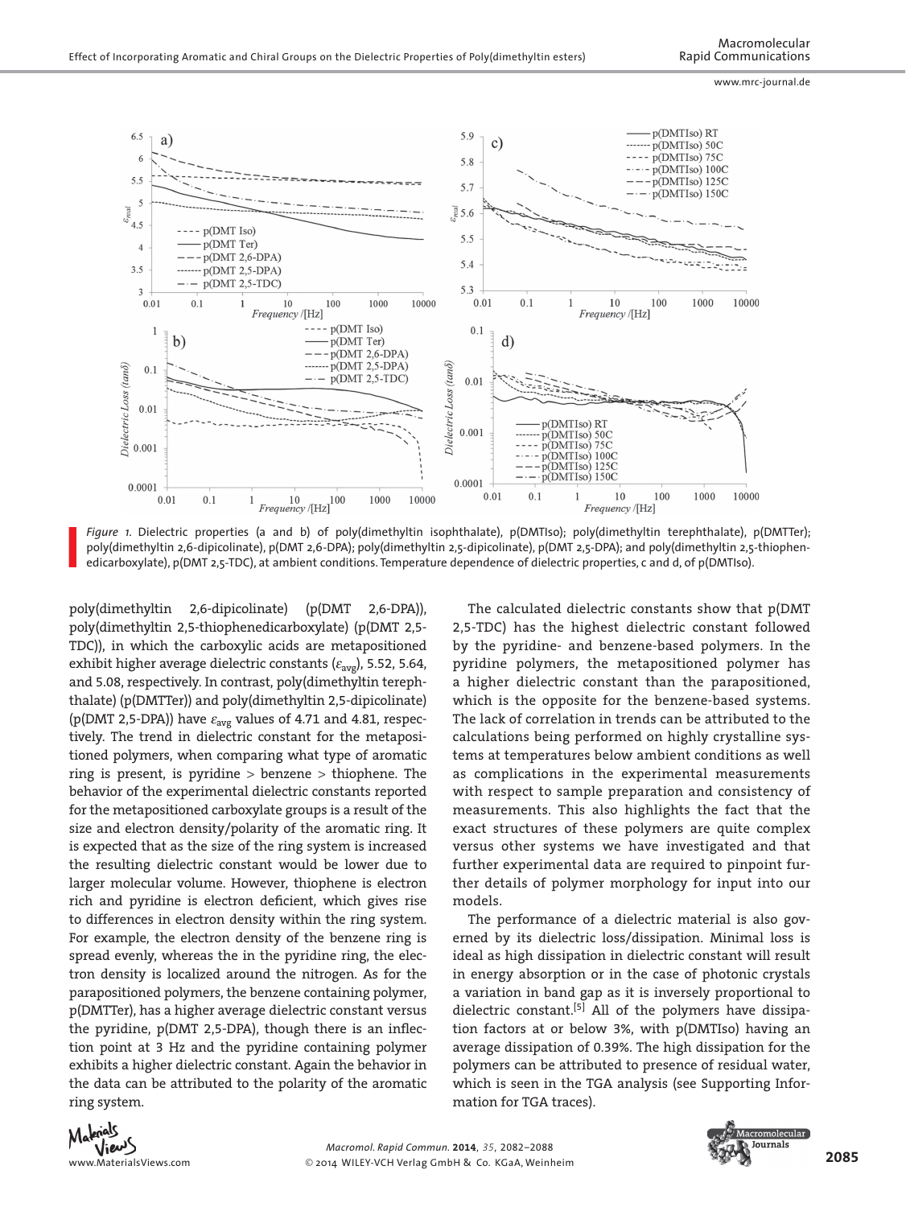*Figure 1.* Dielectric properties (a and b) of poly(dimethyltin isophthalate), p(DMTIso); poly(dimethyltin terephthalate), p(DMTTer); poly(dimethyltin 2,6-dipicolinate), p(DMT 2,6-DPA); poly(dimethyltin 2,5-dipicolinate), p(DMT 2,5-DPA); and poly(dimethyltin 2,5-thiophenedicarboxylate), p(DMT 2,5-TDC), at ambient conditions. Temperature dependence of dielectric properties, c and d, of p(DMTIso).

poly(dimethyltin 2,6-dipicolinate) (p(DMT 2,6-DPA)), poly(dimethyltin 2,5-thiophenedicarboxylate) (p(DMT 2,5-TDC)), in which the carboxylic acids are metapositioned exhibit higher average dielectric constants ($\varepsilon_{avg}$), 5.52, 5.64, and 5.08, respectively. In contrast, poly(dimethyltin terephthalate) (p(DMTTer)) and poly(dimethyltin 2,5-dipicolinate) (p(DMT 2,5-DPA)) have $\varepsilon_{avg}$ values of 4.71 and 4.81, respectively. The trend in dielectric constant for the metapositioned polymers, when comparing what type of aromatic ring is present, is pyridine > benzene > thiophene. The behavior of the experimental dielectric constants reported for the metapositioned carboxylate groups is a result of the size and electron density/polarity of the aromatic ring. It is expected that as the size of the ring system is increased the resulting dielectric constant would be lower due to larger molecular volume. However, thiophene is electron rich and pyridine is electron deficient, which gives rise to differences in electron density within the ring system. For example, the electron density of the benzene ring is spread evenly, whereas the in the pyridine ring, the electron density is localized around the nitrogen. As for the parapositioned polymers, the benzene containing polymer, p(DMTTer), has a higher average dielectric constant versus the pyridine, p(DMT 2,5-DPA), though there is an inflection point at 3 Hz and the pyridine containing polymer exhibits a higher dielectric constant. Again the behavior in the data can be attributed to the polarity of the aromatic ring system.

The calculated dielectric constants show that p(DMT 2,5-TDC) has the highest dielectric constant followed by the pyridine- and benzene-based polymers. In the pyridine polymers, the metapositioned polymer has a higher dielectric constant than the parapositioned, which is the opposite for the benzene-based systems. The lack of correlation in trends can be attributed to the calculations being performed on highly crystalline systems at temperatures below ambient conditions as well as complications in the experimental measurements with respect to sample preparation and consistency of measurements. This also highlights the fact that the exact structures of these polymers are quite complex versus other systems we have investigated and that further experimental data are required to pinpoint further details of polymer morphology for input into our models.

The performance of a dielectric material is also governed by its dielectric loss/dissipation. Minimal loss is ideal as high dissipation in dielectric constant will result in energy absorption or in the case of photonic crystals a variation in band gap as it is inversely proportional to dielectric constant.[5] All of the polymers have dissipation factors at or below 3%, with p(DMTIso) having an average dissipation of 0.39%. The high dissipation for the polymers can be attributed to presence of residual water, which is seen in the TGA analysis (see Supporting Information for TGA traces).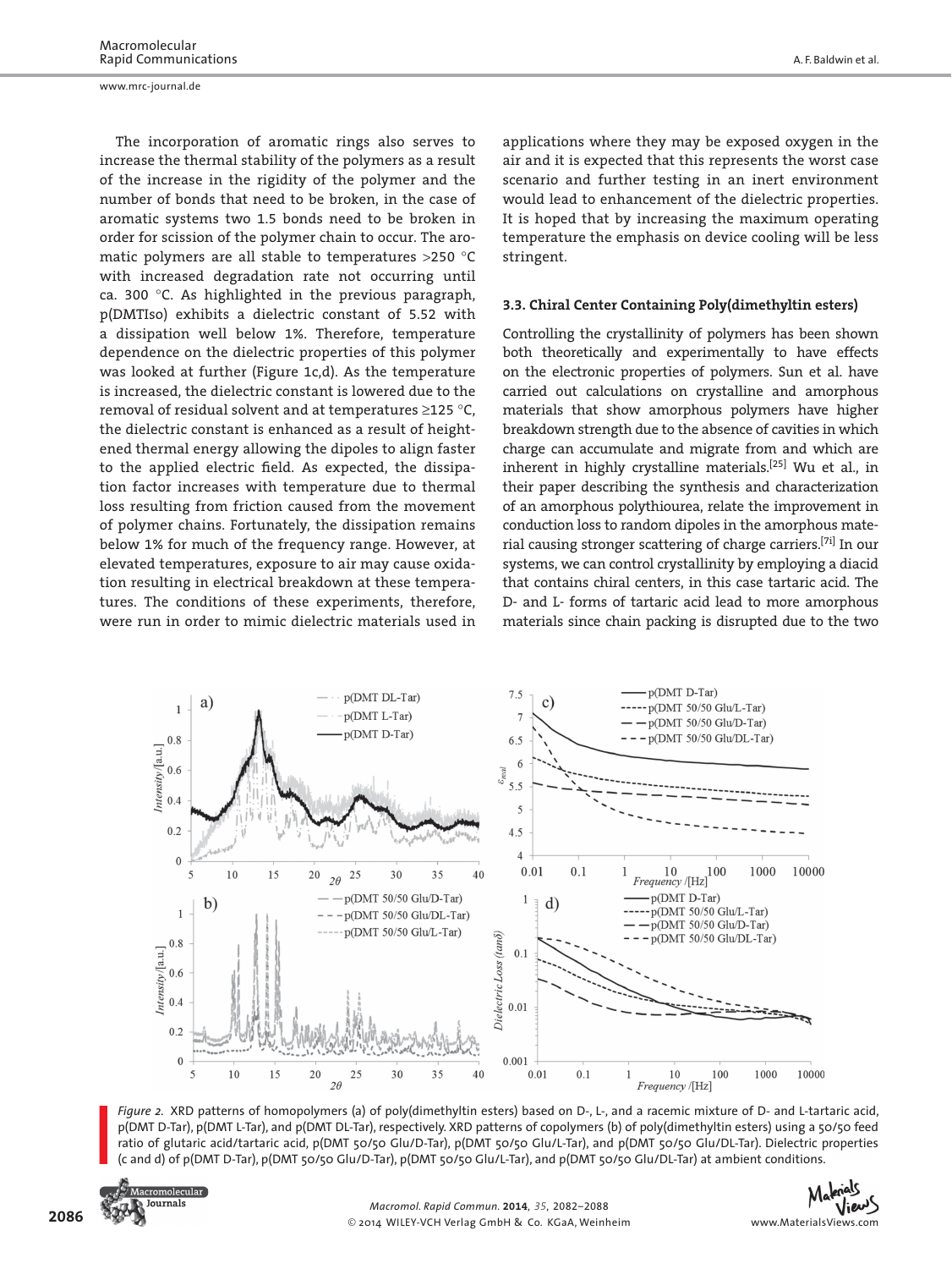The incorporation of aromatic rings also serves to increase the thermal stability of the polymers as a result of the increase in the rigidity of the polymer and the number of bonds that need to be broken, in the case of aromatic systems two 1.5 bonds need to be broken in order for scission of the polymer chain to occur. The aromatic polymers are all stable to temperatures >250 °C with increased degradation rate not occurring until ca. 300 °C. As highlighted in the previous paragraph, p(DMTIso) exhibits a dielectric constant of 5.52 with a dissipation well below 1%. Therefore, temperature dependence on the dielectric properties of this polymer was looked at further (Figure 1c,d). As the temperature is increased, the dielectric constant is lowered due to the removal of residual solvent and at temperatures ≥125 °C, the dielectric constant is enhanced as a result of heightened thermal energy allowing the dipoles to align faster to the applied electric field. As expected, the dissipation factor increases with temperature due to thermal loss resulting from friction caused from the movement of polymer chains. Fortunately, the dissipation remains below 1% for much of the frequency range. However, at elevated temperatures, exposure to air may cause oxidation resulting in electrical breakdown at these temperatures. The conditions of these experiments, therefore, were run in order to mimic dielectric materials used in applications where they may be exposed oxygen in the air and it is expected that this represents the worst case scenario and further testing in an inert environment would lead to enhancement of the dielectric properties. It is hoped that by increasing the maximum operating temperature the emphasis on device cooling will be less stringent.

### 3.3. Chiral Center Containing Poly(dimethyltin esters)

Controlling the crystallinity of polymers has been shown both theoretically and experimentally to have effects on the electronic properties of polymers. Sun et al. have carried out calculations on crystalline and amorphous materials that show amorphous polymers have higher breakdown strength due to the absence of cavities in which charge can accumulate and migrate from and which are inherent in highly crystalline materials.[25] Wu et al., in their paper describing the synthesis and characterization of an amorphous polythiourea, relate the improvement in conduction loss to random dipoles in the amorphous material causing stronger scattering of charge carriers.[7i] In our systems, we can control crystallinity by employing a diacid that contains chiral centers, in this case tartaric acid. The D- and L- forms of tartaric acid lead to more amorphous materials since chain packing is disrupted due to the two

*Figure 2.* XRD patterns of homopolymers (a) of poly(dimethyltin esters) based on D-, L-, and a racemic mixture of D- and L-tartaric acid, p(DMT D-Tar), p(DMT L-Tar), and p(DMT DL-Tar), respectively. XRD patterns of copolymers (b) of poly(dimethyltin esters) using a 50/50 feed ratio of glutaric acid/tartaric acid, p(DMT 50/50 Glu/D-Tar), p(DMT 50/50 Glu/L-Tar), and p(DMT 50/50 Glu/DL-Tar). Dielectric properties (c and d) of p(DMT D-Tar), p(DMT 50/50 Glu/D-Tar), p(DMT 50/50 Glu/L-Tar), and p(DMT 50/50 Glu/DL-Tar) at ambient conditions.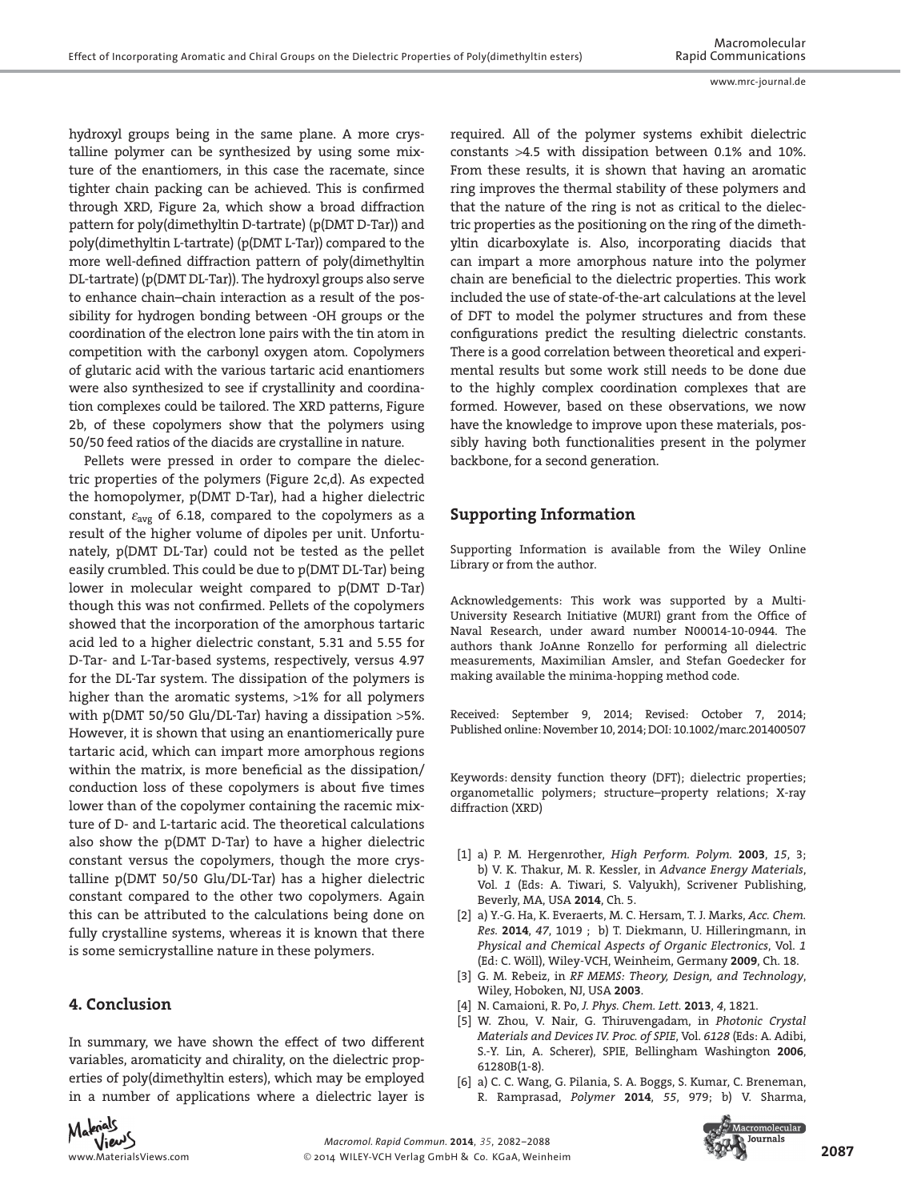hydroxyl groups being in the same plane. A more crystalline polymer can be synthesized by using some mixture of the enantiomers, in this case the racemate, since tighter chain packing can be achieved. This is confirmed through XRD, Figure 2a, which show a broad diffraction pattern for poly(dimethyltin D-tartrate) (p(DMT D-Tar)) and poly(dimethyltin L-tartrate) (p(DMT L-Tar)) compared to the more well-defined diffraction pattern of poly(dimethyltin DL-tartrate) (p(DMT DL-Tar)). The hydroxyl groups also serve to enhance chain–chain interaction as a result of the possibility for hydrogen bonding between -OH groups or the coordination of the electron lone pairs with the tin atom in competition with the carbonyl oxygen atom. Copolymers of glutaric acid with the various tartaric acid enantiomers were also synthesized to see if crystallinity and coordination complexes could be tailored. The XRD patterns, Figure 2b, of these copolymers show that the polymers using 50/50 feed ratios of the diacids are crystalline in nature.

Pellets were pressed in order to compare the dielectric properties of the polymers (Figure 2c,d). As expected the homopolymer, p(DMT D-Tar), had a higher dielectric constant, $\varepsilon_{avg}$ of 6.18, compared to the copolymers as a result of the higher volume of dipoles per unit. Unfortunately, p(DMT DL-Tar) could not be tested as the pellet easily crumbled. This could be due to p(DMT DL-Tar) being lower in molecular weight compared to p(DMT D-Tar) though this was not confirmed. Pellets of the copolymers showed that the incorporation of the amorphous tartaric acid led to a higher dielectric constant, 5.31 and 5.55 for D-Tar- and L-Tar-based systems, respectively, versus 4.97 for the DL-Tar system. The dissipation of the polymers is higher than the aromatic systems, >1% for all polymers with p(DMT 50/50 Glu/DL-Tar) having a dissipation >5%. However, it is shown that using an enantiomerically pure tartaric acid, which can impart more amorphous regions within the matrix, is more beneficial as the dissipation/conduction loss of these copolymers is about five times lower than of the copolymer containing the racemic mixture of D- and L-tartaric acid. The theoretical calculations also show the p(DMT D-Tar) to have a higher dielectric constant versus the copolymers, though the more crystalline p(DMT 50/50 Glu/DL-Tar) has a higher dielectric constant compared to the other two copolymers. Again this can be attributed to the calculations being done on fully crystalline systems, whereas it is known that there is some semicrystalline nature in these polymers.

## 4. Conclusion

In summary, we have shown the effect of two different variables, aromaticity and chirality, on the dielectric properties of poly(dimethyltin esters), which may be employed in a number of applications where a dielectric layer is required. All of the polymer systems exhibit dielectric constants >4.5 with dissipation between 0.1% and 10%. From these results, it is shown that having an aromatic ring improves the thermal stability of these polymers and that the nature of the ring is not as critical to the dielectric properties as the positioning on the ring of the dimethyltin dicarboxylate is. Also, incorporating diacids that can impart a more amorphous nature into the polymer chain are beneficial to the dielectric properties. This work included the use of state-of-the-art calculations at the level of DFT to model the polymer structures and from these configurations predict the resulting dielectric constants. There is a good correlation between theoretical and experimental results but some work still needs to be done due to the highly complex coordination complexes that are formed. However, based on these observations, we now have the knowledge to improve upon these materials, possibly having both functionalities present in the polymer backbone, for a second generation.

## Supporting Information

Supporting Information is available from the Wiley Online Library or from the author.

Acknowledgements: This work was supported by a Multi-University Research Initiative (MURI) grant from the Office of Naval Research, under award number N00014-10-0944. The authors thank JoAnne Ronzello for performing all dielectric measurements, Maximilian Amsler, and Stefan Goedecker for making available the minima-hopping method code.

Received: September 9, 2014; Revised: October 7, 2014; Published online: November 10, 2014; DOI: 10.1002/marc.201400507

Keywords: density function theory (DFT); dielectric properties; organometallic polymers; structure–property relations; X-ray diffraction (XRD)

- [1] a) P. M. Hergenrother, *High Perform. Polym.* **2003**, *15*, 3; b) V. K. Thakur, M. R. Kessler, in *Advance Energy Materials*, Vol. *1* (Eds: A. Tiwari, S. Valyukh), Scrivener Publishing, Beverly, MA, USA **2014**, Ch. 5.
- [2] a) Y.-G. Ha, K. Everaerts, M. C. Hersam, T. J. Marks, *Acc. Chem. Res.* **2014**, *47*, 1019 ; b) T. Diekmann, U. Hilleringmann, in *Physical and Chemical Aspects of Organic Electronics*, Vol. *1* (Ed: C. Wöll), Wiley-VCH, Weinheim, Germany **2009**, Ch. 18.
- [3] G. M. Rebeiz, in *RF MEMS: Theory, Design, and Technology*, Wiley, Hoboken, NJ, USA **2003**.
- [4] N. Camaioni, R. Po, *J. Phys. Chem. Lett.* **2013**, *4*, 1821.
- [5] W. Zhou, V. Nair, G. Thiruvengadam, in *Photonic Crystal Materials and Devices IV. Proc. of SPIE*, Vol. *6128* (Eds: A. Adibi, S.-Y. Lin, A. Scherer), SPIE, Bellingham Washington **2006**, 61280B(1-8).
- [6] a) C. C. Wang, G. Pilania, S. A. Boggs, S. Kumar, C. Breneman, R. Ramprasad, *Polymer* **2014**, *55*, 979; b) V. Sharma,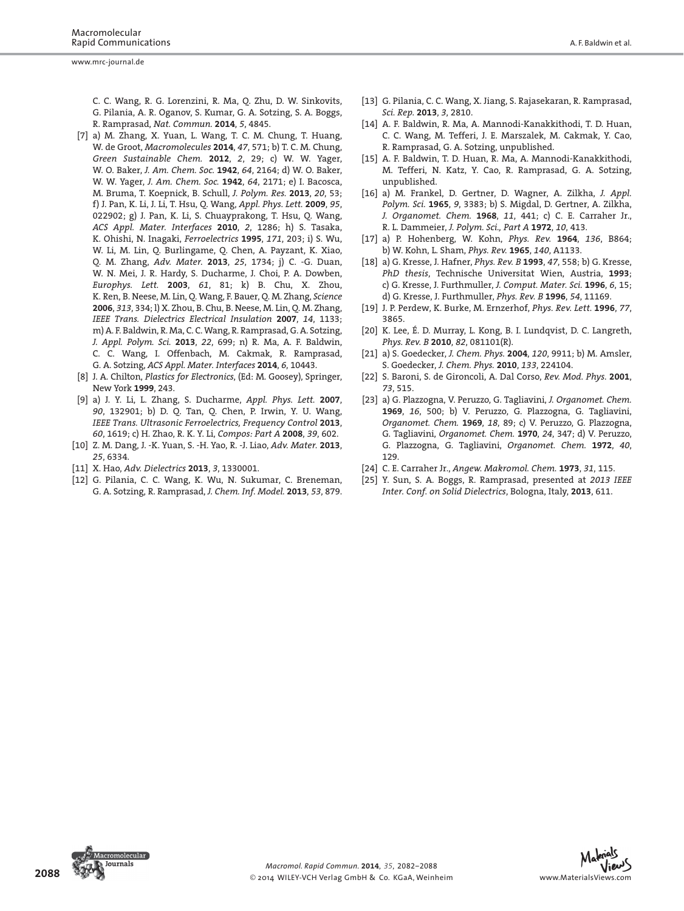C. C. Wang, R. G. Lorenzini, R. Ma, Q. Zhu, D. W. Sinkovits, G. Pilania, A. R. Oganov, S. Kumar, G. A. Sotzing, S. A. Boggs, R. Ramprasad, *Nat. Commun.* **2014**, *5*, 4845.

[7] a) M. Zhang, X. Yuan, L. Wang, T. C. M. Chung, T. Huang, W. de Groot, *Macromolecules* **2014**, *47*, 571; b) T. C. M. Chung, *Green Sustainable Chem.* **2012**, *2*, 29; c) W. W. Yager, W. O. Baker, *J. Am. Chem. Soc.* **1942**, *64*, 2164; d) W. O. Baker, W. W. Yager, *J. Am. Chem. Soc.* **1942**, *64*, 2171; e) I. Bacosca, M. Bruma, T. Koepnick, B. Schull, *J. Polym. Res.* **2013**, *20*, 53; f) J. Pan, K. Li, J. Li, T. Hsu, Q. Wang, *Appl. Phys. Lett.* **2009**, *95*, 022902; g) J. Pan, K. Li, S. Chuayprakong, T. Hsu, Q. Wang, *ACS Appl. Mater. Interfaces* **2010**, *2*, 1286; h) S. Tasaka, K. Ohishi, N. Inagaki, *Ferroelectrics* **1995**, *171*, 203; i) S. Wu, W. Li, M. Lin, Q. Burlingame, Q. Chen, A. Payzant, K. Xiao, Q. M. Zhang, *Adv. Mater.* **2013**, *25*, 1734; j) C. -G. Duan, W. N. Mei, J. R. Hardy, S. Ducharme, J. Choi, P. A. Dowben, *Europhys. Lett.* **2003**, *61*, 81; k) B. Chu, X. Zhou, K. Ren, B. Neese, M. Lin, Q. Wang, F. Bauer, Q. M. Zhang, *Science* **2006**, *313*, 334; l) X. Zhou, B. Chu, B. Neese, M. Lin, Q. M. Zhang, *IEEE Trans. Dielectrics Electrical Insulation* **2007**, *14*, 1133; m) A. F. Baldwin, R. Ma, C. C. Wang, R. Ramprasad, G. A. Sotzing, *J. Appl. Polym. Sci.* **2013**, *22*, 699; n) R. Ma, A. F. Baldwin, C. C. Wang, I. Offenbach, M. Cakmak, R. Ramprasad, G. A. Sotzing, *ACS Appl. Mater. Interfaces* **2014**, *6*, 10443.

[8] J. A. Chilton, *Plastics for Electronics*, (Ed: M. Goosey), Springer, New York **1999**, 243.

[9] a) J. Y. Li, L. Zhang, S. Ducharme, *Appl. Phys. Lett.* **2007**, *90*, 132901; b) D. Q. Tan, Q. Chen, P. Irwin, Y. U. Wang, *IEEE Trans. Ultrasonic Ferroelectrics, Frequency Control* **2013**, *60*, 1619; c) H. Zhao, R. K. Y. Li, *Compos: Part A* **2008**, *39*, 602.

[10] Z. M. Dang, J. -K. Yuan, S. -H. Yao, R. -J. Liao, *Adv. Mater.* **2013**, *25*, 6334.

[11] X. Hao, *Adv. Dielectrics* **2013**, *3*, 1330001.

[12] G. Pilania, C. C. Wang, K. Wu, N. Sukumar, C. Breneman, G. A. Sotzing, R. Ramprasad, *J. Chem. Inf. Model.* **2013**, *53*, 879.

[13] G. Pilania, C. C. Wang, X. Jiang, S. Rajasekaran, R. Ramprasad, *Sci. Rep.* **2013**, *3*, 2810.

[14] A. F. Baldwin, R. Ma, A. Mannodi-Kanakkithodi, T. D. Huan, C. C. Wang, M. Tefferi, J. E. Marszalek, M. Cakmak, Y. Cao, R. Ramprasad, G. A. Sotzing, unpublished.

[15] A. F. Baldwin, T. D. Huan, R. Ma, A. Mannodi-Kanakkithodi, M. Tefferi, N. Katz, Y. Cao, R. Ramprasad, G. A. Sotzing, unpublished.

[16] a) M. Frankel, D. Gertner, D. Wagner, A. Zilkha, *J. Appl. Polym. Sci.* **1965**, *9*, 3383; b) S. Migdal, D. Gertner, A. Zilkha, *J. Organomet. Chem.* **1968**, *11*, 441; c) C. E. Carraher Jr., R. L. Dammeier, *J. Polym. Sci., Part A* **1972**, *10*, 413.

[17] a) P. Hohenberg, W. Kohn, *Phys. Rev.* **1964**, *136*, B864; b) W. Kohn, L. Sham, *Phys. Rev.* **1965**, *140*, A1133.

[18] a) G. Kresse, J. Hafner, *Phys. Rev. B* **1993**, *47*, 558; b) G. Kresse, *PhD thesis*, Technische Universitat Wien, Austria, **1993**; c) G. Kresse, J. Furthmuller, *J. Comput. Mater. Sci.* **1996**, *6*, 15; d) G. Kresse, J. Furthmuller, *Phys. Rev. B* **1996**, *54*, 11169.

[19] J. P. Perdew, K. Burke, M. Ernzerhof, *Phys. Rev. Lett.* **1996**, *77*, 3865.

[20] K. Lee, É. D. Murray, L. Kong, B. I. Lundqvist, D. C. Langreth, *Phys. Rev. B* **2010**, *82*, 081101(R).

[21] a) S. Goedecker, *J. Chem. Phys.* **2004**, *120*, 9911; b) M. Amsler, S. Goedecker, *J. Chem. Phys.* **2010**, *133*, 224104.

[22] S. Baroni, S. de Gironcoli, A. Dal Corso, *Rev. Mod. Phys.* **2001**, *73*, 515.

[23] a) G. Plazzogna, V. Peruzzo, G. Tagliavini, *J. Organomet. Chem.* **1969**, *16*, 500; b) V. Peruzzo, G. Plazzogna, G. Tagliavini, *Organomet. Chem.* **1969**, *18*, 89; c) V. Peruzzo, G. Plazzogna, G. Tagliavini, *Organomet. Chem.* **1970**, *24*, 347; d) V. Peruzzo, G. Plazzogna, G. Tagliavini, *Organomet. Chem.* **1972**, *40*, 129.

[24] C. E. Carraher Jr., *Angew. Makromol. Chem.* **1973**, *31*, 115.

[25] Y. Sun, S. A. Boggs, R. Ramprasad, presented at *2013 IEEE Inter. Conf. on Solid Dielectrics*, Bologna, Italy, **2013**, 611.